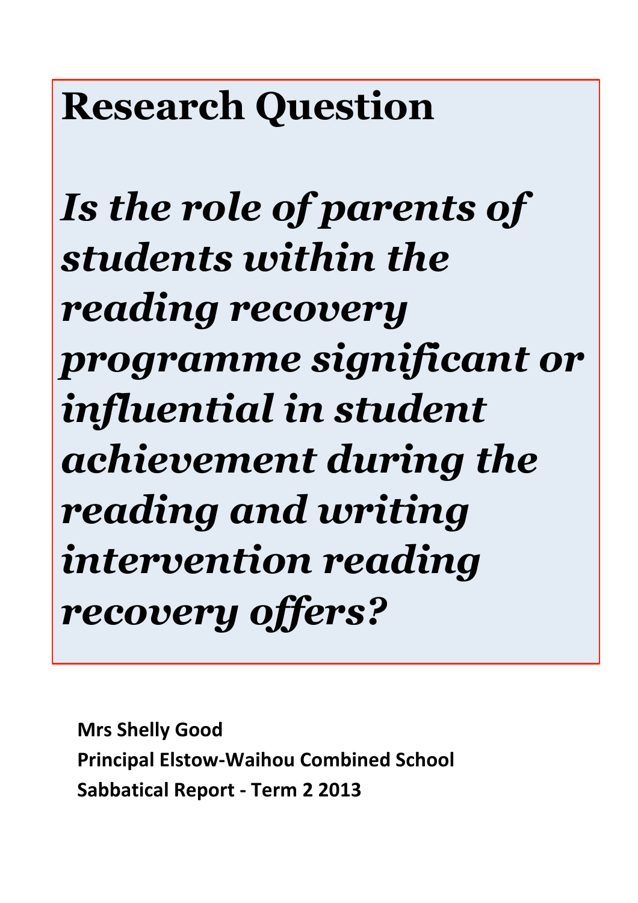# Research Question

***Is the role of parents of students within the reading recovery programme significant or influential in student achievement during the reading and writing intervention reading recovery offers?***

**Mrs Shelly Good**
**Principal Elstow-Waihou Combined School**
**Sabbatical Report - Term 2 2013**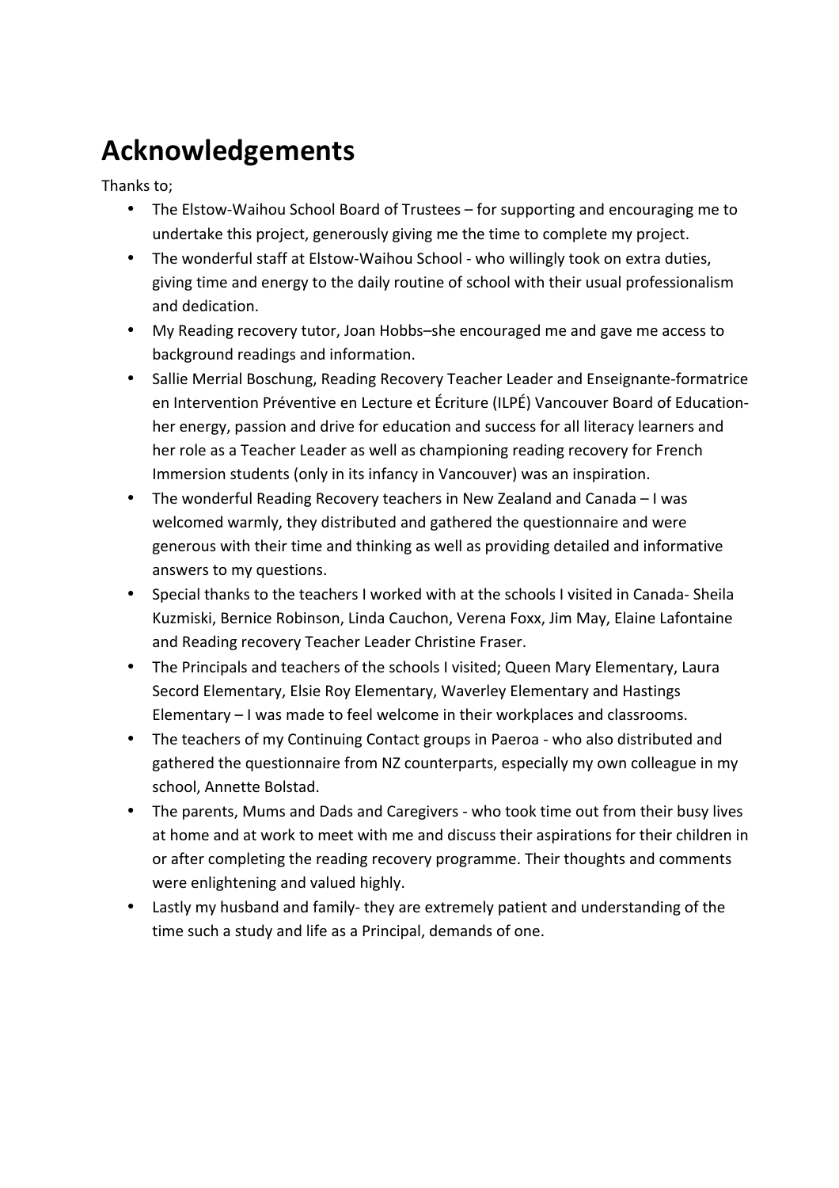# Acknowledgements

Thanks to;

- The Elstow-Waihou School Board of Trustees – for supporting and encouraging me to undertake this project, generously giving me the time to complete my project.
- The wonderful staff at Elstow-Waihou School - who willingly took on extra duties, giving time and energy to the daily routine of school with their usual professionalism and dedication.
- My Reading recovery tutor, Joan Hobbs–she encouraged me and gave me access to background readings and information.
- Sallie Merrial Boschung, Reading Recovery Teacher Leader and Enseignante-formatrice en Intervention Préventive en Lecture et Écriture (ILPÉ) Vancouver Board of Education- her energy, passion and drive for education and success for all literacy learners and her role as a Teacher Leader as well as championing reading recovery for French Immersion students (only in its infancy in Vancouver) was an inspiration.
- The wonderful Reading Recovery teachers in New Zealand and Canada – I was welcomed warmly, they distributed and gathered the questionnaire and were generous with their time and thinking as well as providing detailed and informative answers to my questions.
- Special thanks to the teachers I worked with at the schools I visited in Canada- Sheila Kuzmiski, Bernice Robinson, Linda Cauchon, Verena Foxx, Jim May, Elaine Lafontaine and Reading recovery Teacher Leader Christine Fraser.
- The Principals and teachers of the schools I visited; Queen Mary Elementary, Laura Secord Elementary, Elsie Roy Elementary, Waverley Elementary and Hastings Elementary – I was made to feel welcome in their workplaces and classrooms.
- The teachers of my Continuing Contact groups in Paeroa - who also distributed and gathered the questionnaire from NZ counterparts, especially my own colleague in my school, Annette Bolstad.
- The parents, Mums and Dads and Caregivers - who took time out from their busy lives at home and at work to meet with me and discuss their aspirations for their children in or after completing the reading recovery programme. Their thoughts and comments were enlightening and valued highly.
- Lastly my husband and family- they are extremely patient and understanding of the time such a study and life as a Principal, demands of one.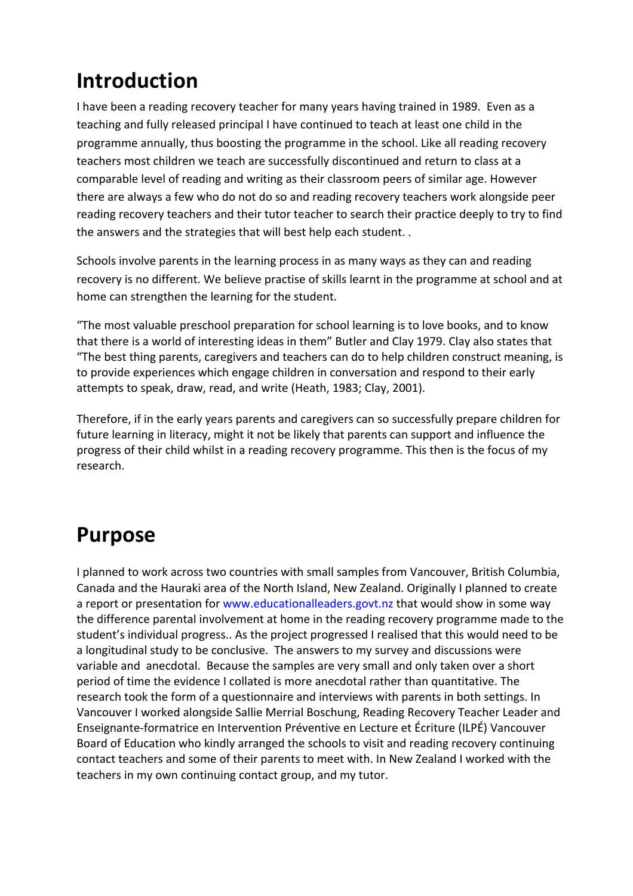# Introduction

I have been a reading recovery teacher for many years having trained in 1989. Even as a teaching and fully released principal I have continued to teach at least one child in the programme annually, thus boosting the programme in the school. Like all reading recovery teachers most children we teach are successfully discontinued and return to class at a comparable level of reading and writing as their classroom peers of similar age. However there are always a few who do not do so and reading recovery teachers work alongside peer reading recovery teachers and their tutor teacher to search their practice deeply to try to find the answers and the strategies that will best help each student. .

Schools involve parents in the learning process in as many ways as they can and reading recovery is no different. We believe practise of skills learnt in the programme at school and at home can strengthen the learning for the student.

"The most valuable preschool preparation for school learning is to love books, and to know that there is a world of interesting ideas in them" Butler and Clay 1979. Clay also states that "The best thing parents, caregivers and teachers can do to help children construct meaning, is to provide experiences which engage children in conversation and respond to their early attempts to speak, draw, read, and write (Heath, 1983; Clay, 2001).

Therefore, if in the early years parents and caregivers can so successfully prepare children for future learning in literacy, might it not be likely that parents can support and influence the progress of their child whilst in a reading recovery programme. This then is the focus of my research.

# Purpose

I planned to work across two countries with small samples from Vancouver, British Columbia, Canada and the Hauraki area of the North Island, New Zealand. Originally I planned to create a report or presentation for www.educationalleaders.govt.nz that would show in some way the difference parental involvement at home in the reading recovery programme made to the student's individual progress.. As the project progressed I realised that this would need to be a longitudinal study to be conclusive. The answers to my survey and discussions were variable and anecdotal. Because the samples are very small and only taken over a short period of time the evidence I collated is more anecdotal rather than quantitative. The research took the form of a questionnaire and interviews with parents in both settings. In Vancouver I worked alongside Sallie Merrial Boschung, Reading Recovery Teacher Leader and Enseignante-formatrice en Intervention Préventive en Lecture et Écriture (ILPÉ) Vancouver Board of Education who kindly arranged the schools to visit and reading recovery continuing contact teachers and some of their parents to meet with. In New Zealand I worked with the teachers in my own continuing contact group, and my tutor.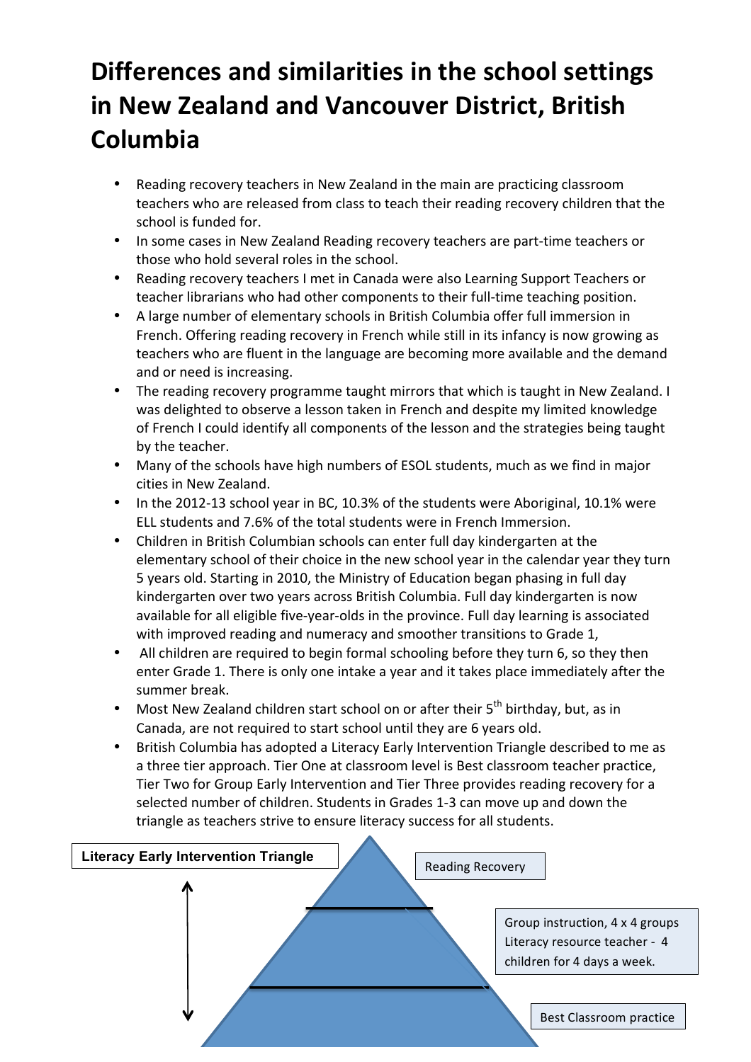# Differences and similarities in the school settings in New Zealand and Vancouver District, British Columbia

- Reading recovery teachers in New Zealand in the main are practicing classroom teachers who are released from class to teach their reading recovery children that the school is funded for.
- In some cases in New Zealand Reading recovery teachers are part-time teachers or those who hold several roles in the school.
- Reading recovery teachers I met in Canada were also Learning Support Teachers or teacher librarians who had other components to their full-time teaching position.
- A large number of elementary schools in British Columbia offer full immersion in French. Offering reading recovery in French while still in its infancy is now growing as teachers who are fluent in the language are becoming more available and the demand and or need is increasing.
- The reading recovery programme taught mirrors that which is taught in New Zealand. I was delighted to observe a lesson taken in French and despite my limited knowledge of French I could identify all components of the lesson and the strategies being taught by the teacher.
- Many of the schools have high numbers of ESOL students, much as we find in major cities in New Zealand.
- In the 2012-13 school year in BC, 10.3% of the students were Aboriginal, 10.1% were ELL students and 7.6% of the total students were in French Immersion.
- Children in British Columbian schools can enter full day kindergarten at the elementary school of their choice in the new school year in the calendar year they turn 5 years old. Starting in 2010, the Ministry of Education began phasing in full day kindergarten over two years across British Columbia. Full day kindergarten is now available for all eligible five-year-olds in the province. Full day learning is associated with improved reading and numeracy and smoother transitions to Grade 1,
- All children are required to begin formal schooling before they turn 6, so they then enter Grade 1. There is only one intake a year and it takes place immediately after the summer break.
- Most New Zealand children start school on or after their 5th birthday, but, as in Canada, are not required to start school until they are 6 years old.
- British Columbia has adopted a Literacy Early Intervention Triangle described to me as a three tier approach. Tier One at classroom level is Best classroom teacher practice, Tier Two for Group Early Intervention and Tier Three provides reading recovery for a selected number of children. Students in Grades 1-3 can move up and down the triangle as teachers strive to ensure literacy success for all students.

**Literacy Early Intervention Triangle**

- Reading Recovery
- Group instruction, 4 x 4 groups Literacy resource teacher - 4 children for 4 days a week.
- Best Classroom practice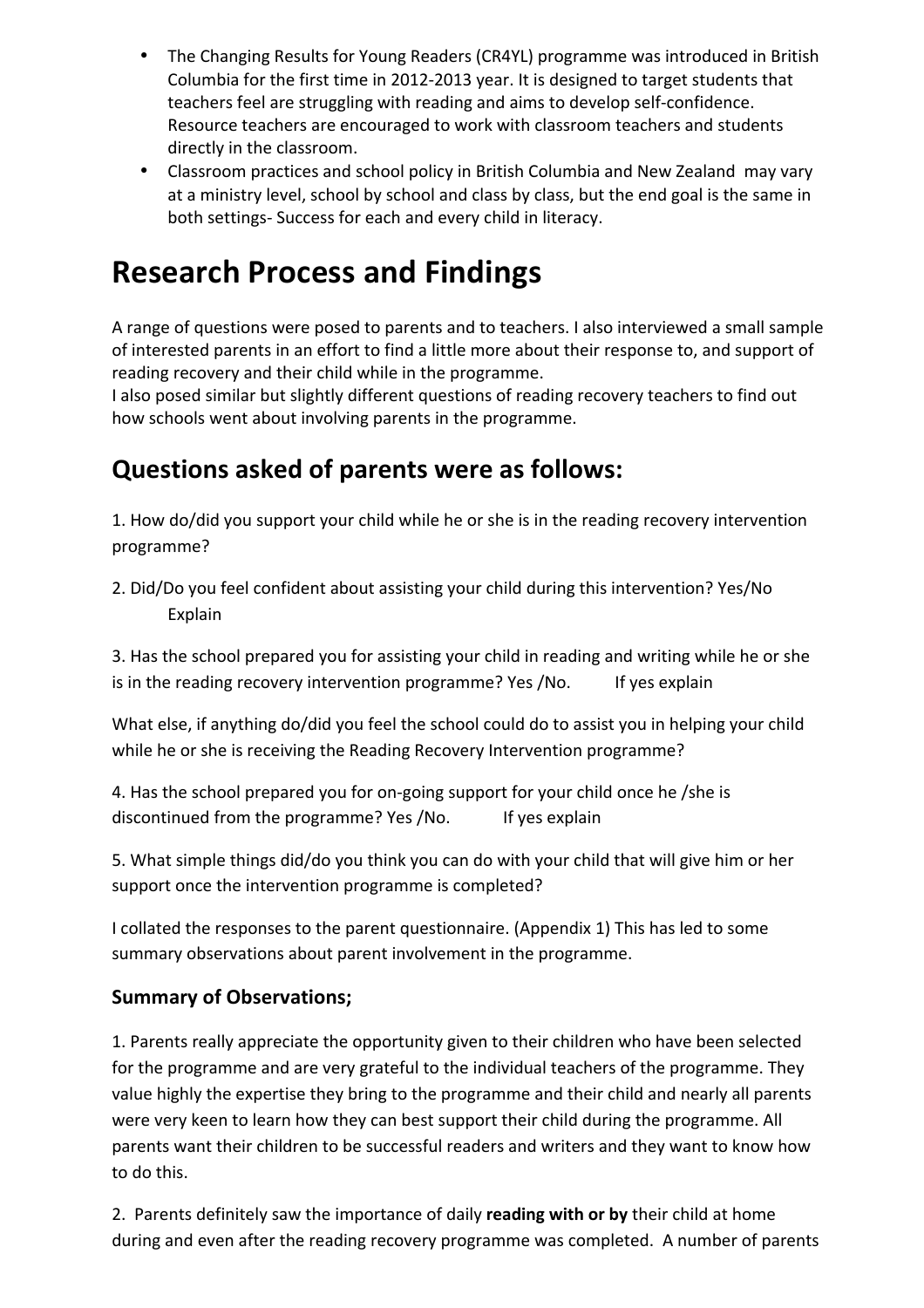- The Changing Results for Young Readers (CR4YL) programme was introduced in British Columbia for the first time in 2012-2013 year. It is designed to target students that teachers feel are struggling with reading and aims to develop self-confidence. Resource teachers are encouraged to work with classroom teachers and students directly in the classroom.
- Classroom practices and school policy in British Columbia and New Zealand may vary at a ministry level, school by school and class by class, but the end goal is the same in both settings- Success for each and every child in literacy.

# Research Process and Findings

A range of questions were posed to parents and to teachers. I also interviewed a small sample of interested parents in an effort to find a little more about their response to, and support of reading recovery and their child while in the programme.
I also posed similar but slightly different questions of reading recovery teachers to find out how schools went about involving parents in the programme.

## Questions asked of parents were as follows:

1. How do/did you support your child while he or she is in the reading recovery intervention programme?

2. Did/Do you feel confident about assisting your child during this intervention? Yes/No
   Explain

3. Has the school prepared you for assisting your child in reading and writing while he or she is in the reading recovery intervention programme? Yes /No. If yes explain

What else, if anything do/did you feel the school could do to assist you in helping your child while he or she is receiving the Reading Recovery Intervention programme?

4. Has the school prepared you for on-going support for your child once he /she is discontinued from the programme? Yes /No. If yes explain

5. What simple things did/do you think you can do with your child that will give him or her support once the intervention programme is completed?

I collated the responses to the parent questionnaire. (Appendix 1) This has led to some summary observations about parent involvement in the programme.

### Summary of Observations;

1. Parents really appreciate the opportunity given to their children who have been selected for the programme and are very grateful to the individual teachers of the programme. They value highly the expertise they bring to the programme and their child and nearly all parents were very keen to learn how they can best support their child during the programme. All parents want their children to be successful readers and writers and they want to know how to do this.

2. Parents definitely saw the importance of daily **reading with or by** their child at home during and even after the reading recovery programme was completed. A number of parents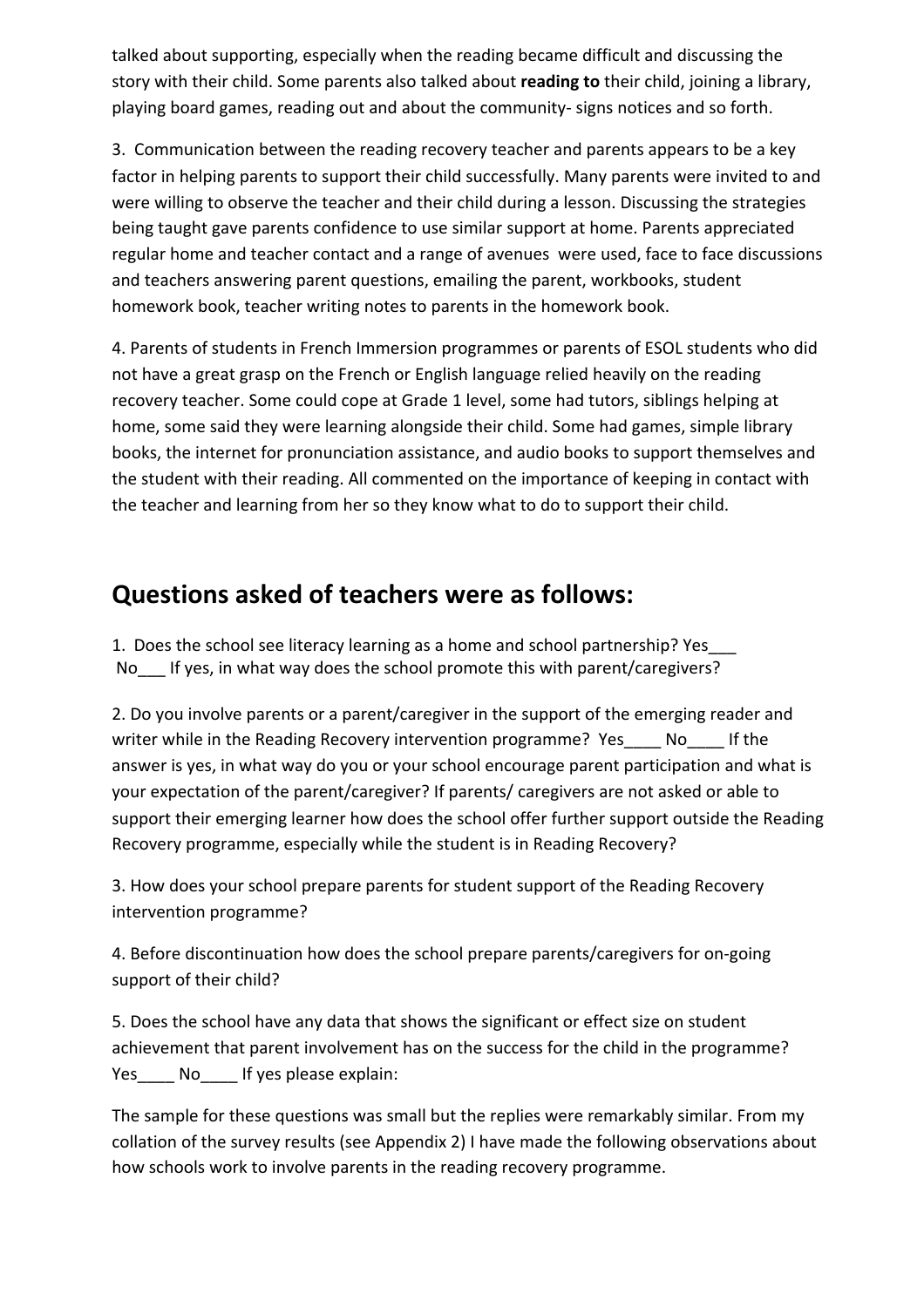talked about supporting, especially when the reading became difficult and discussing the story with their child. Some parents also talked about **reading to** their child, joining a library, playing board games, reading out and about the community- signs notices and so forth.

3. Communication between the reading recovery teacher and parents appears to be a key factor in helping parents to support their child successfully. Many parents were invited to and were willing to observe the teacher and their child during a lesson. Discussing the strategies being taught gave parents confidence to use similar support at home. Parents appreciated regular home and teacher contact and a range of avenues were used, face to face discussions and teachers answering parent questions, emailing the parent, workbooks, student homework book, teacher writing notes to parents in the homework book.

4. Parents of students in French Immersion programmes or parents of ESOL students who did not have a great grasp on the French or English language relied heavily on the reading recovery teacher. Some could cope at Grade 1 level, some had tutors, siblings helping at home, some said they were learning alongside their child. Some had games, simple library books, the internet for pronunciation assistance, and audio books to support themselves and the student with their reading. All commented on the importance of keeping in contact with the teacher and learning from her so they know what to do to support their child.

## Questions asked of teachers were as follows:

1. Does the school see literacy learning as a home and school partnership? Yes___ No___ If yes, in what way does the school promote this with parent/caregivers?

2. Do you involve parents or a parent/caregiver in the support of the emerging reader and writer while in the Reading Recovery intervention programme? Yes____ No____ If the answer is yes, in what way do you or your school encourage parent participation and what is your expectation of the parent/caregiver? If parents/ caregivers are not asked or able to support their emerging learner how does the school offer further support outside the Reading Recovery programme, especially while the student is in Reading Recovery?

3. How does your school prepare parents for student support of the Reading Recovery intervention programme?

4. Before discontinuation how does the school prepare parents/caregivers for on-going support of their child?

5. Does the school have any data that shows the significant or effect size on student achievement that parent involvement has on the success for the child in the programme? Yes____ No____ If yes please explain:

The sample for these questions was small but the replies were remarkably similar. From my collation of the survey results (see Appendix 2) I have made the following observations about how schools work to involve parents in the reading recovery programme.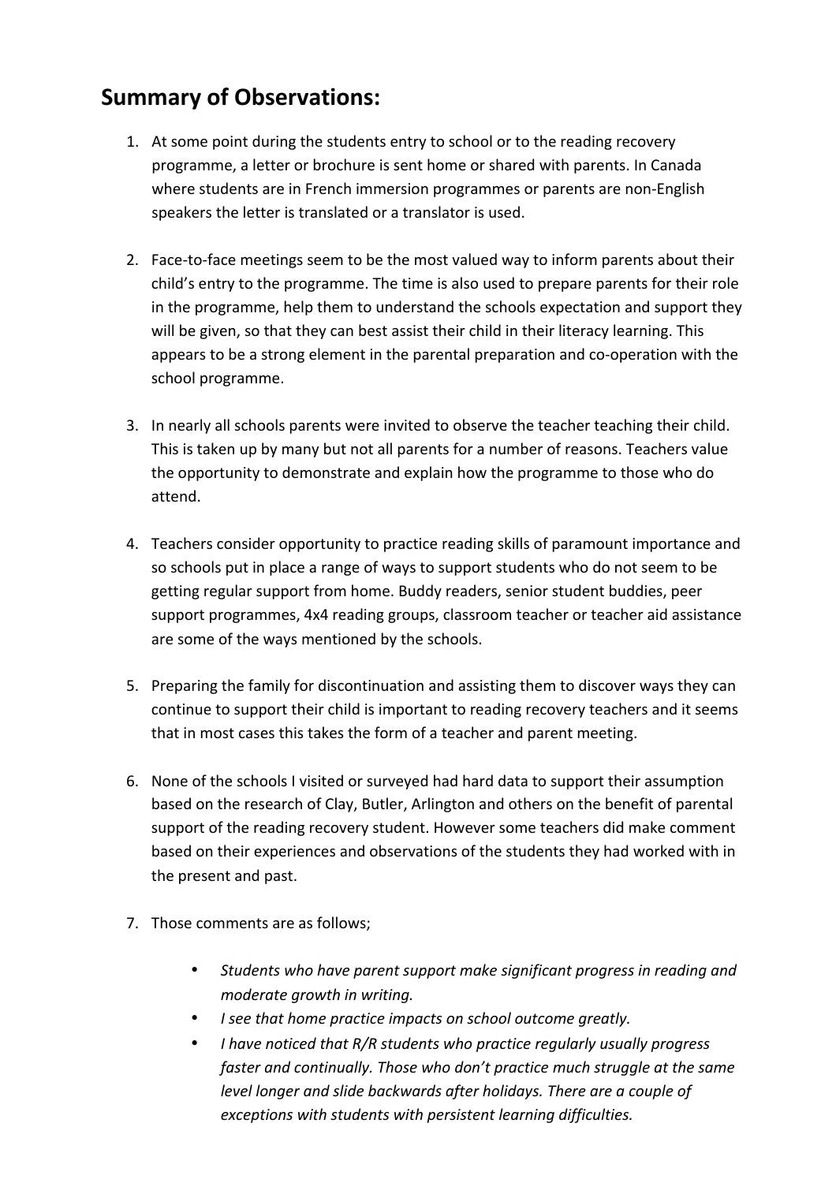## Summary of Observations:

1. At some point during the students entry to school or to the reading recovery programme, a letter or brochure is sent home or shared with parents. In Canada where students are in French immersion programmes or parents are non-English speakers the letter is translated or a translator is used.

2. Face-to-face meetings seem to be the most valued way to inform parents about their child's entry to the programme. The time is also used to prepare parents for their role in the programme, help them to understand the schools expectation and support they will be given, so that they can best assist their child in their literacy learning. This appears to be a strong element in the parental preparation and co-operation with the school programme.

3. In nearly all schools parents were invited to observe the teacher teaching their child. This is taken up by many but not all parents for a number of reasons. Teachers value the opportunity to demonstrate and explain how the programme to those who do attend.

4. Teachers consider opportunity to practice reading skills of paramount importance and so schools put in place a range of ways to support students who do not seem to be getting regular support from home. Buddy readers, senior student buddies, peer support programmes, 4x4 reading groups, classroom teacher or teacher aid assistance are some of the ways mentioned by the schools.

5. Preparing the family for discontinuation and assisting them to discover ways they can continue to support their child is important to reading recovery teachers and it seems that in most cases this takes the form of a teacher and parent meeting.

6. None of the schools I visited or surveyed had hard data to support their assumption based on the research of Clay, Butler, Arlington and others on the benefit of parental support of the reading recovery student. However some teachers did make comment based on their experiences and observations of the students they had worked with in the present and past.

7. Those comments are as follows;

    - *Students who have parent support make significant progress in reading and moderate growth in writing.*
    - *I see that home practice impacts on school outcome greatly.*
    - *I have noticed that R/R students who practice regularly usually progress faster and continually. Those who don't practice much struggle at the same level longer and slide backwards after holidays. There are a couple of exceptions with students with persistent learning difficulties.*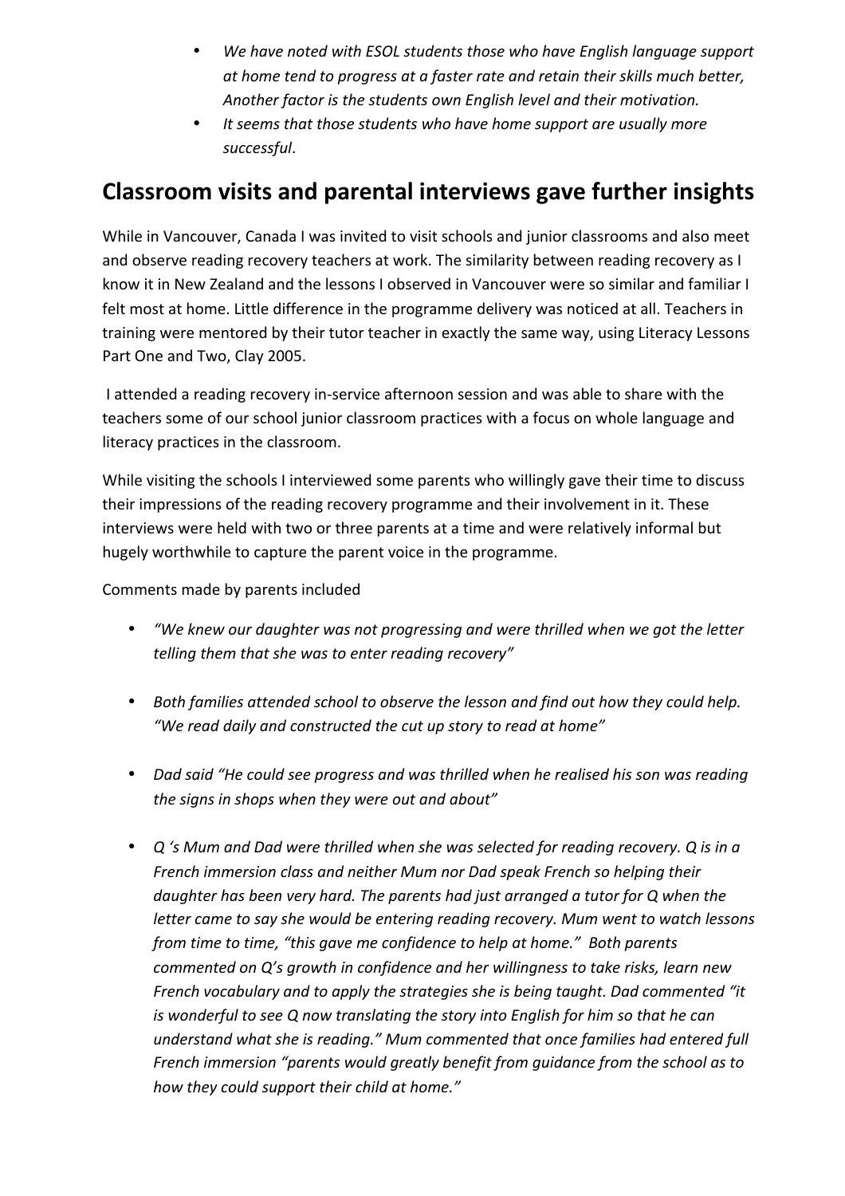- *We have noted with ESOL students those who have English language support at home tend to progress at a faster rate and retain their skills much better, Another factor is the students own English level and their motivation.*
- *It seems that those students who have home support are usually more successful*.

## Classroom visits and parental interviews gave further insights

While in Vancouver, Canada I was invited to visit schools and junior classrooms and also meet and observe reading recovery teachers at work. The similarity between reading recovery as I know it in New Zealand and the lessons I observed in Vancouver were so similar and familiar I felt most at home. Little difference in the programme delivery was noticed at all. Teachers in training were mentored by their tutor teacher in exactly the same way, using Literacy Lessons Part One and Two, Clay 2005.

I attended a reading recovery in-service afternoon session and was able to share with the teachers some of our school junior classroom practices with a focus on whole language and literacy practices in the classroom.

While visiting the schools I interviewed some parents who willingly gave their time to discuss their impressions of the reading recovery programme and their involvement in it. These interviews were held with two or three parents at a time and were relatively informal but hugely worthwhile to capture the parent voice in the programme.

Comments made by parents included

- *"We knew our daughter was not progressing and were thrilled when we got the letter telling them that she was to enter reading recovery"*

- *Both families attended school to observe the lesson and find out how they could help. "We read daily and constructed the cut up story to read at home"*

- *Dad said "He could see progress and was thrilled when he realised his son was reading the signs in shops when they were out and about"*

- *Q 's Mum and Dad were thrilled when she was selected for reading recovery. Q is in a French immersion class and neither Mum nor Dad speak French so helping their daughter has been very hard. The parents had just arranged a tutor for Q when the letter came to say she would be entering reading recovery. Mum went to watch lessons from time to time, "this gave me confidence to help at home." Both parents commented on Q's growth in confidence and her willingness to take risks, learn new French vocabulary and to apply the strategies she is being taught. Dad commented "it is wonderful to see Q now translating the story into English for him so that he can understand what she is reading." Mum commented that once families had entered full French immersion "parents would greatly benefit from guidance from the school as to how they could support their child at home."*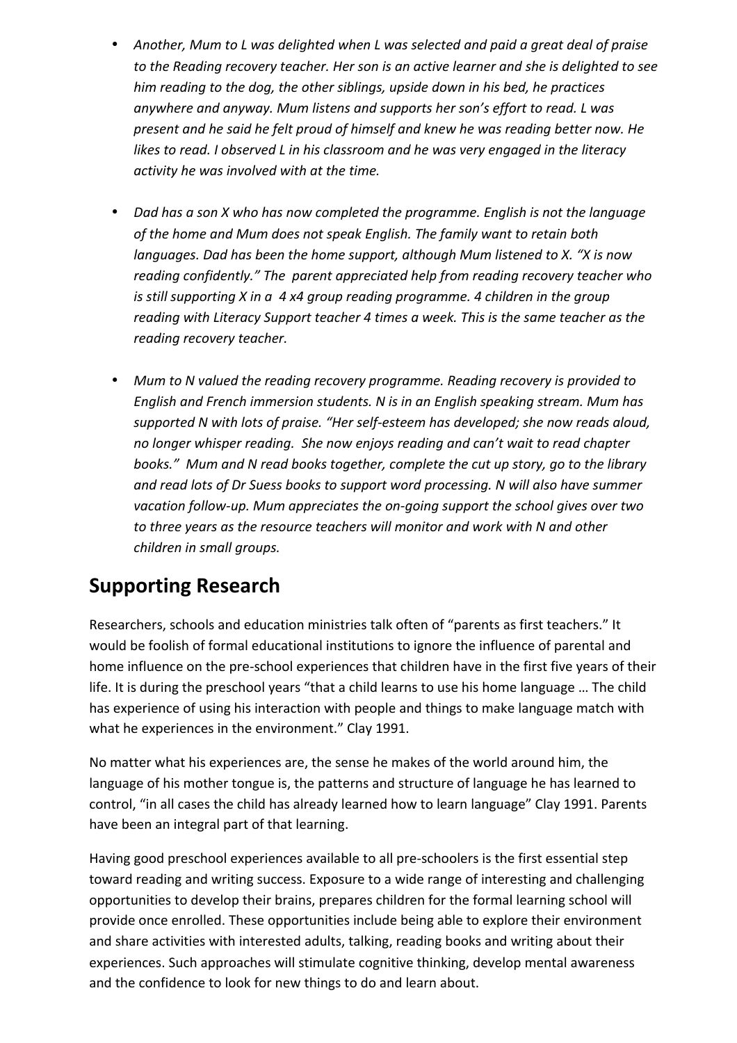- *Another, Mum to L was delighted when L was selected and paid a great deal of praise to the Reading recovery teacher. Her son is an active learner and she is delighted to see him reading to the dog, the other siblings, upside down in his bed, he practices anywhere and anyway. Mum listens and supports her son's effort to read. L was present and he said he felt proud of himself and knew he was reading better now. He likes to read. I observed L in his classroom and he was very engaged in the literacy activity he was involved with at the time.*

- *Dad has a son X who has now completed the programme. English is not the language of the home and Mum does not speak English. The family want to retain both languages. Dad has been the home support, although Mum listened to X. "X is now reading confidently." The parent appreciated help from reading recovery teacher who is still supporting X in a 4 x4 group reading programme. 4 children in the group reading with Literacy Support teacher 4 times a week. This is the same teacher as the reading recovery teacher.*

- *Mum to N valued the reading recovery programme. Reading recovery is provided to English and French immersion students. N is in an English speaking stream. Mum has supported N with lots of praise. "Her self-esteem has developed; she now reads aloud, no longer whisper reading. She now enjoys reading and can't wait to read chapter books." Mum and N read books together, complete the cut up story, go to the library and read lots of Dr Suess books to support word processing. N will also have summer vacation follow-up. Mum appreciates the on-going support the school gives over two to three years as the resource teachers will monitor and work with N and other children in small groups.*

## Supporting Research

Researchers, schools and education ministries talk often of "parents as first teachers." It would be foolish of formal educational institutions to ignore the influence of parental and home influence on the pre-school experiences that children have in the first five years of their life. It is during the preschool years "that a child learns to use his home language … The child has experience of using his interaction with people and things to make language match with what he experiences in the environment." Clay 1991.

No matter what his experiences are, the sense he makes of the world around him, the language of his mother tongue is, the patterns and structure of language he has learned to control, "in all cases the child has already learned how to learn language" Clay 1991. Parents have been an integral part of that learning.

Having good preschool experiences available to all pre-schoolers is the first essential step toward reading and writing success. Exposure to a wide range of interesting and challenging opportunities to develop their brains, prepares children for the formal learning school will provide once enrolled. These opportunities include being able to explore their environment and share activities with interested adults, talking, reading books and writing about their experiences. Such approaches will stimulate cognitive thinking, develop mental awareness and the confidence to look for new things to do and learn about.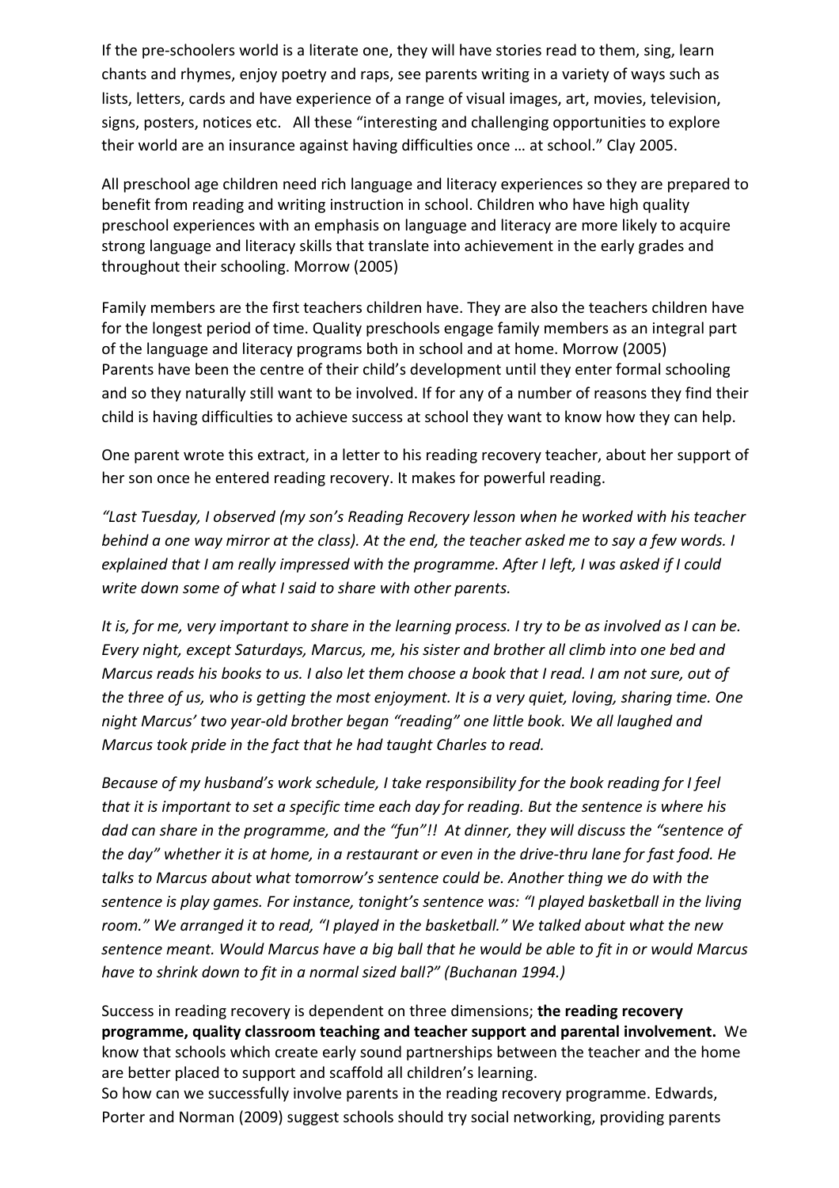If the pre-schoolers world is a literate one, they will have stories read to them, sing, learn chants and rhymes, enjoy poetry and raps, see parents writing in a variety of ways such as lists, letters, cards and have experience of a range of visual images, art, movies, television, signs, posters, notices etc. All these "interesting and challenging opportunities to explore their world are an insurance against having difficulties once … at school." Clay 2005.

All preschool age children need rich language and literacy experiences so they are prepared to benefit from reading and writing instruction in school. Children who have high quality preschool experiences with an emphasis on language and literacy are more likely to acquire strong language and literacy skills that translate into achievement in the early grades and throughout their schooling. Morrow (2005)

Family members are the first teachers children have. They are also the teachers children have for the longest period of time. Quality preschools engage family members as an integral part of the language and literacy programs both in school and at home. Morrow (2005)
Parents have been the centre of their child's development until they enter formal schooling and so they naturally still want to be involved. If for any of a number of reasons they find their child is having difficulties to achieve success at school they want to know how they can help.

One parent wrote this extract, in a letter to his reading recovery teacher, about her support of her son once he entered reading recovery. It makes for powerful reading.

*"Last Tuesday, I observed (my son's Reading Recovery lesson when he worked with his teacher behind a one way mirror at the class). At the end, the teacher asked me to say a few words. I explained that I am really impressed with the programme. After I left, I was asked if I could write down some of what I said to share with other parents.*

*It is, for me, very important to share in the learning process. I try to be as involved as I can be. Every night, except Saturdays, Marcus, me, his sister and brother all climb into one bed and Marcus reads his books to us. I also let them choose a book that I read. I am not sure, out of the three of us, who is getting the most enjoyment. It is a very quiet, loving, sharing time. One night Marcus' two year-old brother began "reading" one little book. We all laughed and Marcus took pride in the fact that he had taught Charles to read.*

*Because of my husband's work schedule, I take responsibility for the book reading for I feel that it is important to set a specific time each day for reading. But the sentence is where his dad can share in the programme, and the "fun"!! At dinner, they will discuss the "sentence of the day" whether it is at home, in a restaurant or even in the drive-thru lane for fast food. He talks to Marcus about what tomorrow's sentence could be. Another thing we do with the sentence is play games. For instance, tonight's sentence was: "I played basketball in the living room." We arranged it to read, "I played in the basketball." We talked about what the new sentence meant. Would Marcus have a big ball that he would be able to fit in or would Marcus have to shrink down to fit in a normal sized ball?" (Buchanan 1994.)*

Success in reading recovery is dependent on three dimensions; **the reading recovery programme, quality classroom teaching and teacher support and parental involvement.** We know that schools which create early sound partnerships between the teacher and the home are better placed to support and scaffold all children's learning.
So how can we successfully involve parents in the reading recovery programme. Edwards, Porter and Norman (2009) suggest schools should try social networking, providing parents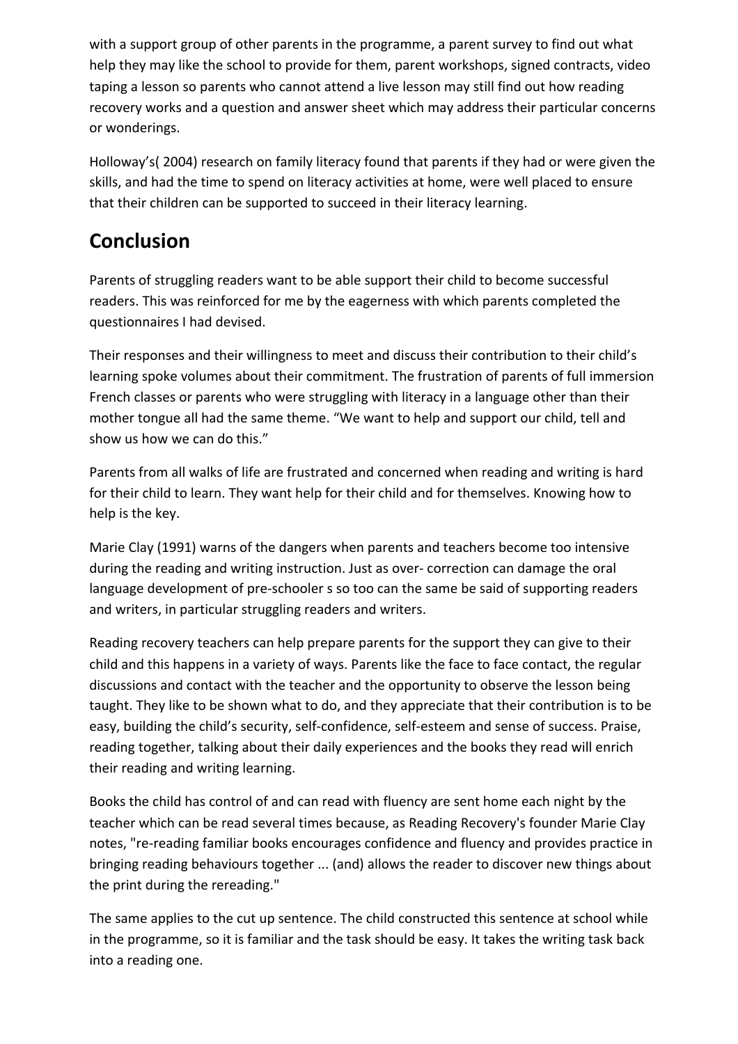with a support group of other parents in the programme, a parent survey to find out what help they may like the school to provide for them, parent workshops, signed contracts, video taping a lesson so parents who cannot attend a live lesson may still find out how reading recovery works and a question and answer sheet which may address their particular concerns or wonderings.

Holloway's( 2004) research on family literacy found that parents if they had or were given the skills, and had the time to spend on literacy activities at home, were well placed to ensure that their children can be supported to succeed in their literacy learning.

## Conclusion

Parents of struggling readers want to be able support their child to become successful readers. This was reinforced for me by the eagerness with which parents completed the questionnaires I had devised.

Their responses and their willingness to meet and discuss their contribution to their child's learning spoke volumes about their commitment. The frustration of parents of full immersion French classes or parents who were struggling with literacy in a language other than their mother tongue all had the same theme. "We want to help and support our child, tell and show us how we can do this."

Parents from all walks of life are frustrated and concerned when reading and writing is hard for their child to learn. They want help for their child and for themselves. Knowing how to help is the key.

Marie Clay (1991) warns of the dangers when parents and teachers become too intensive during the reading and writing instruction. Just as over- correction can damage the oral language development of pre-schooler s so too can the same be said of supporting readers and writers, in particular struggling readers and writers.

Reading recovery teachers can help prepare parents for the support they can give to their child and this happens in a variety of ways. Parents like the face to face contact, the regular discussions and contact with the teacher and the opportunity to observe the lesson being taught. They like to be shown what to do, and they appreciate that their contribution is to be easy, building the child's security, self-confidence, self-esteem and sense of success. Praise, reading together, talking about their daily experiences and the books they read will enrich their reading and writing learning.

Books the child has control of and can read with fluency are sent home each night by the teacher which can be read several times because, as Reading Recovery's founder Marie Clay notes, "re-reading familiar books encourages confidence and fluency and provides practice in bringing reading behaviours together ... (and) allows the reader to discover new things about the print during the rereading."

The same applies to the cut up sentence. The child constructed this sentence at school while in the programme, so it is familiar and the task should be easy. It takes the writing task back into a reading one.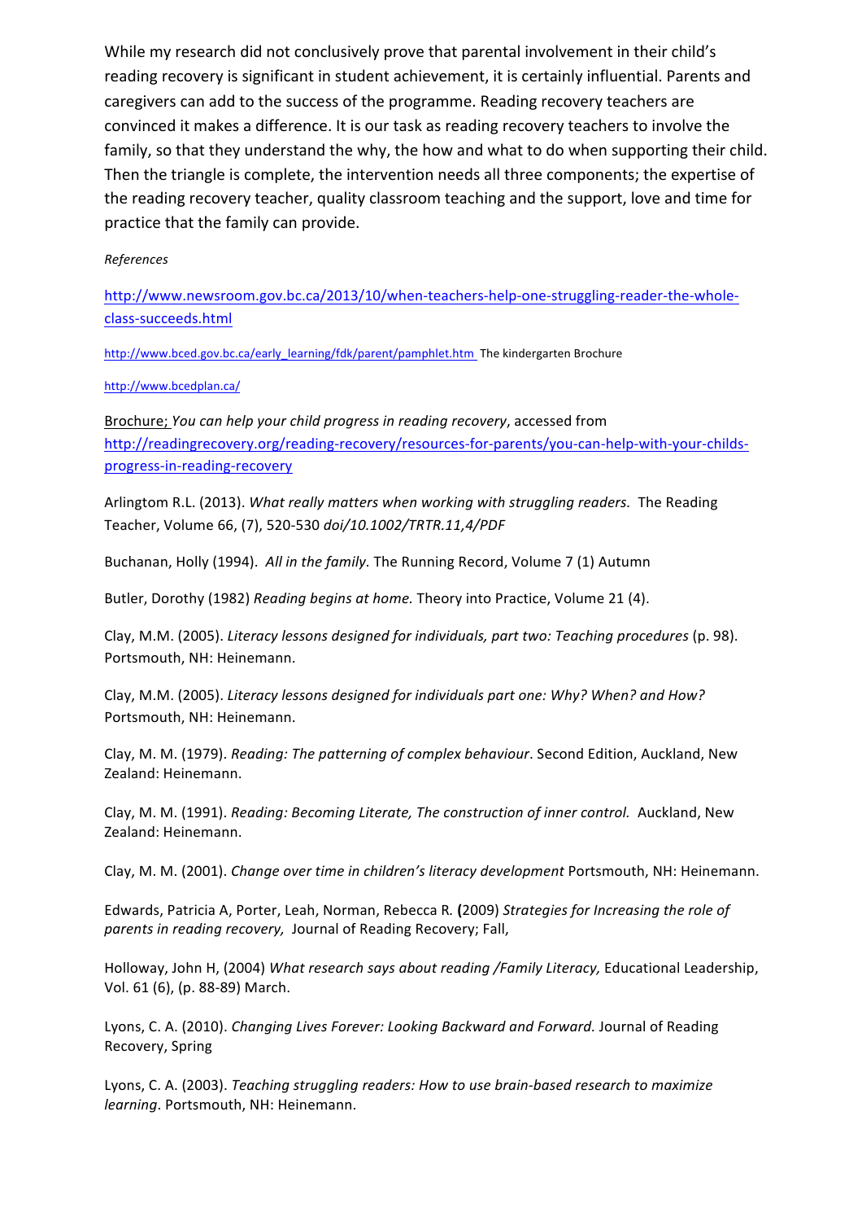While my research did not conclusively prove that parental involvement in their child's reading recovery is significant in student achievement, it is certainly influential. Parents and caregivers can add to the success of the programme. Reading recovery teachers are convinced it makes a difference. It is our task as reading recovery teachers to involve the family, so that they understand the why, the how and what to do when supporting their child. Then the triangle is complete, the intervention needs all three components; the expertise of the reading recovery teacher, quality classroom teaching and the support, love and time for practice that the family can provide.

*References*

http://www.newsroom.gov.bc.ca/2013/10/when-teachers-help-one-struggling-reader-the-whole-class-succeeds.html

http://www.bced.gov.bc.ca/early_learning/fdk/parent/pamphlet.htm The kindergarten Brochure

http://www.bcedplan.ca/

Brochure; *You can help your child progress in reading recovery*, accessed from http://readingrecovery.org/reading-recovery/resources-for-parents/you-can-help-with-your-childs-progress-in-reading-recovery

Arlingtom R.L. (2013). *What really matters when working with struggling readers.* The Reading Teacher, Volume 66, (7), 520-530 *doi/10.1002/TRTR.11,4/PDF*

Buchanan, Holly (1994). *All in the family.* The Running Record, Volume 7 (1) Autumn

Butler, Dorothy (1982) *Reading begins at home.* Theory into Practice, Volume 21 (4).

Clay, M.M. (2005). *Literacy lessons designed for individuals, part two: Teaching procedures* (p. 98). Portsmouth, NH: Heinemann.

Clay, M.M. (2005). *Literacy lessons designed for individuals part one: Why? When? and How?* Portsmouth, NH: Heinemann.

Clay, M. M. (1979). *Reading: The patterning of complex behaviour*. Second Edition, Auckland, New Zealand: Heinemann.

Clay, M. M. (1991). *Reading: Becoming Literate, The construction of inner control.* Auckland, New Zealand: Heinemann.

Clay, M. M. (2001). *Change over time in children's literacy development* Portsmouth, NH: Heinemann.

Edwards, Patricia A, Porter, Leah, Norman, Rebecca R. **(**2009) *Strategies for Increasing the role of parents in reading recovery,* Journal of Reading Recovery; Fall,

Holloway, John H, (2004) *What research says about reading /Family Literacy,* Educational Leadership, Vol. 61 (6), (p. 88-89) March.

Lyons, C. A. (2010). *Changing Lives Forever: Looking Backward and Forward.* Journal of Reading Recovery, Spring

Lyons, C. A. (2003). *Teaching struggling readers: How to use brain-based research to maximize learning*. Portsmouth, NH: Heinemann.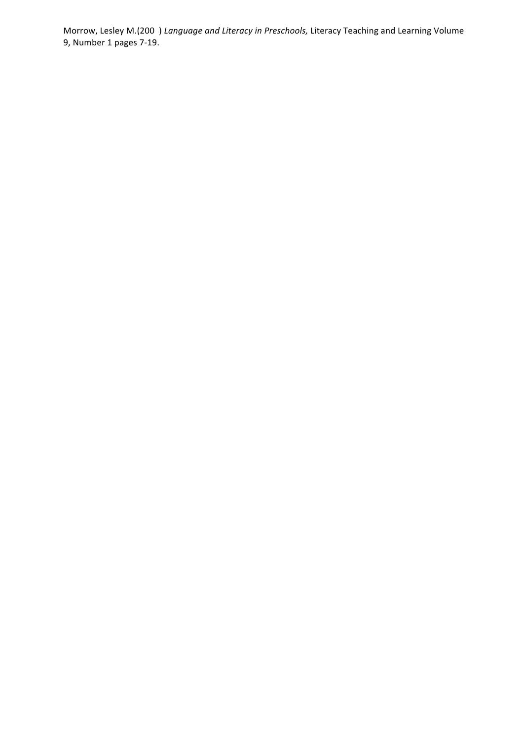Morrow, Lesley M.(200  ) *Language and Literacy in Preschools,* Literacy Teaching and Learning Volume 9, Number 1 pages 7-19.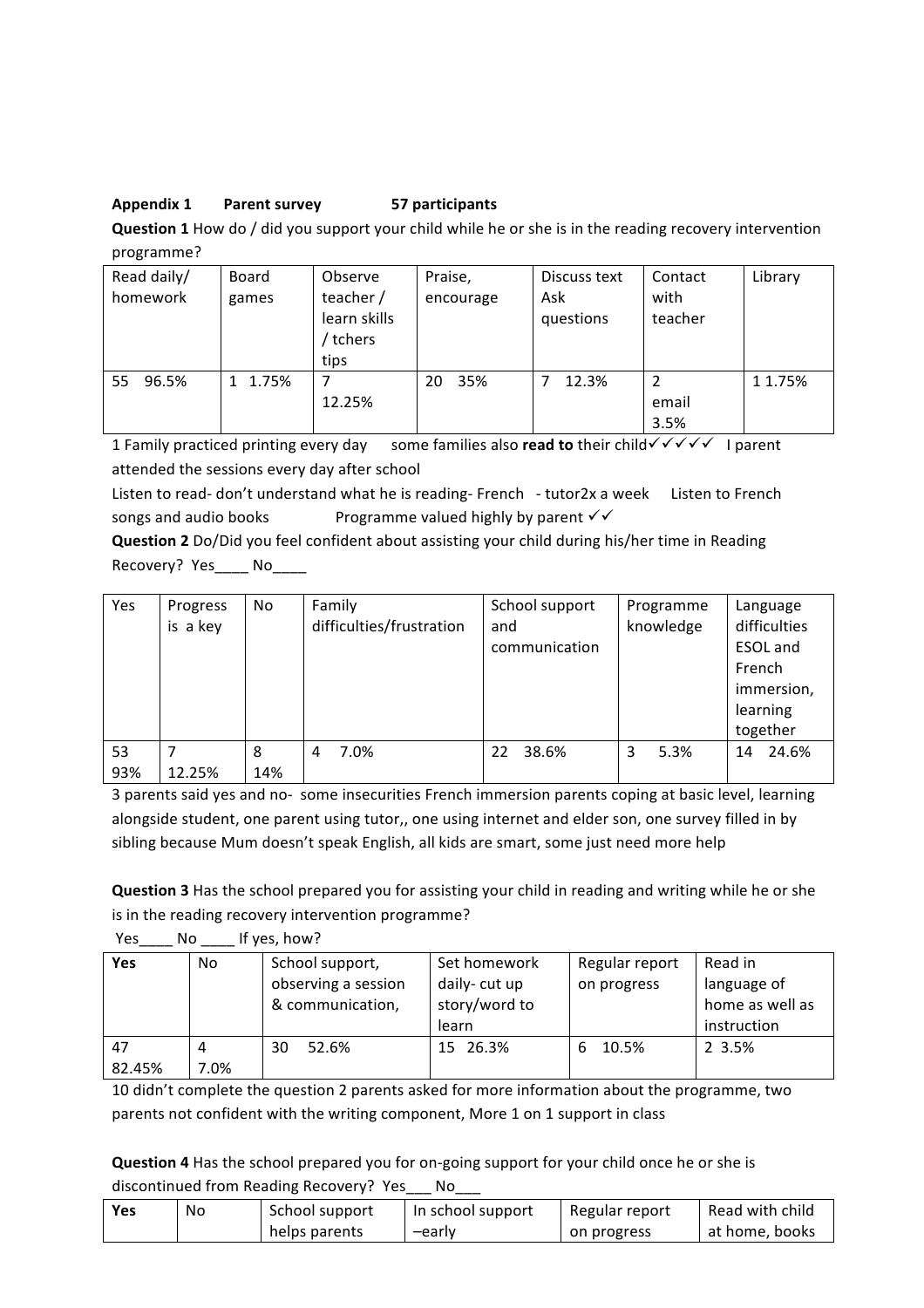**Appendix 1 Parent survey 57 participants**

**Question 1** How do / did you support your child while he or she is in the reading recovery intervention programme?

| Read daily/ homework | Board games | Observe teacher / learn skills / tchers tips | Praise, encourage | Discuss text Ask questions | Contact with teacher | Library |
|---|---|---|---|---|---|---|
| 55 96.5% | 1 1.75% | 7 12.25% | 20 35% | 7 12.3% | 2 email 3.5% | 1 1.75% |

1 Family practiced printing every day some families also **read to** their child✓✓✓✓✓ I parent attended the sessions every day after school

Listen to read- don't understand what he is reading- French - tutor2x a week Listen to French songs and audio books Programme valued highly by parent ✓✓

**Question 2** Do/Did you feel confident about assisting your child during his/her time in Reading Recovery? Yes____ No____

| Yes | Progress is a key | No | Family difficulties/frustration | School support and communication | Programme knowledge | Language difficulties ESOL and French immersion, learning together |
|---|---|---|---|---|---|---|
| 53 93% | 7 12.25% | 8 14% | 4 7.0% | 22 38.6% | 3 5.3% | 14 24.6% |

3 parents said yes and no- some insecurities French immersion parents coping at basic level, learning alongside student, one parent using tutor,, one using internet and elder son, one survey filled in by sibling because Mum doesn't speak English, all kids are smart, some just need more help

**Question 3** Has the school prepared you for assisting your child in reading and writing while he or she is in the reading recovery intervention programme?

Yes____ No ____ If yes, how?

| **Yes** | No | School support, observing a session & communication, | Set homework daily- cut up story/word to learn | Regular report on progress | Read in language of home as well as instruction |
|---|---|---|---|---|---|
| 47 82.45% | 4 7.0% | 30 52.6% | 15 26.3% | 6 10.5% | 2 3.5% |

10 didn't complete the question 2 parents asked for more information about the programme, two parents not confident with the writing component, More 1 on 1 support in class

**Question 4** Has the school prepared you for on-going support for your child once he or she is discontinued from Reading Recovery? Yes___ No___

| **Yes** | No | School support helps parents | In school support –early | Regular report on progress | Read with child at home, books |
|---|---|---|---|---|---|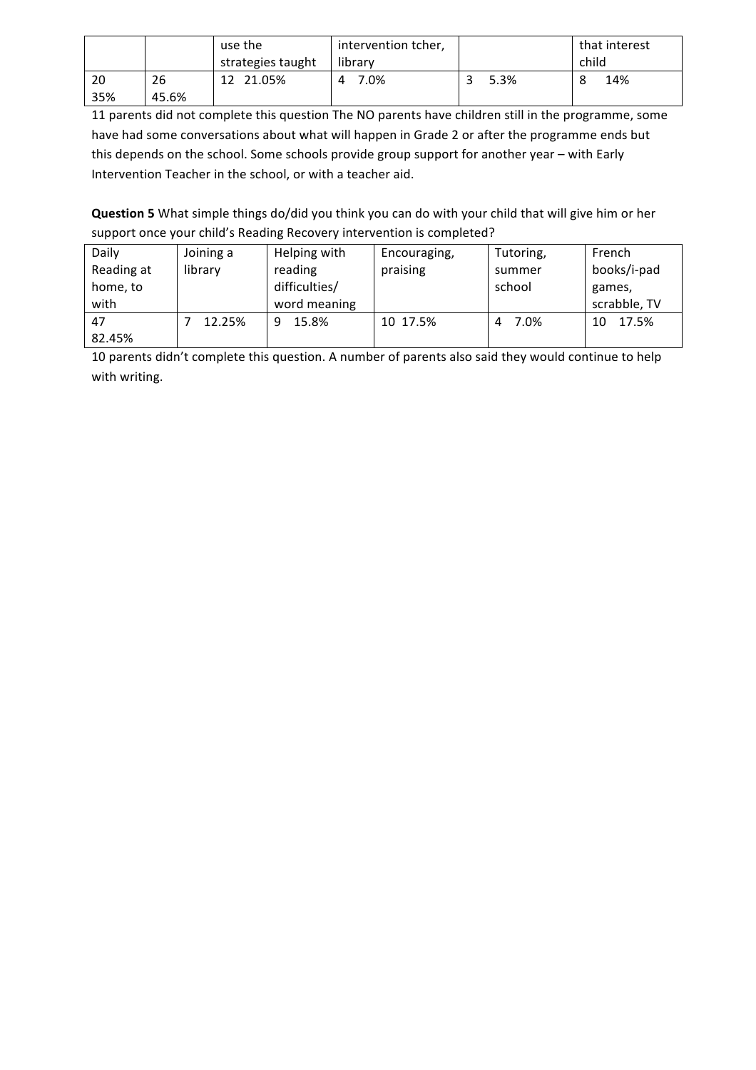| | | use the strategies taught | intervention tcher, library | | that interest child |
|---|---|---|---|---|---|
| 20 35% | 26 45.6% | 12 21.05% | 4 7.0% | 3 5.3% | 8 14% |

11 parents did not complete this question The NO parents have children still in the programme, some have had some conversations about what will happen in Grade 2 or after the programme ends but this depends on the school. Some schools provide group support for another year – with Early Intervention Teacher in the school, or with a teacher aid.

**Question 5** What simple things do/did you think you can do with your child that will give him or her support once your child's Reading Recovery intervention is completed?

| Daily Reading at home, to with | Joining a library | Helping with reading difficulties/ word meaning | Encouraging, praising | Tutoring, summer school | French books/i-pad games, scrabble, TV |
|---|---|---|---|---|---|
| 47 82.45% | 7 12.25% | 9 15.8% | 10 17.5% | 4 7.0% | 10 17.5% |

10 parents didn't complete this question. A number of parents also said they would continue to help with writing.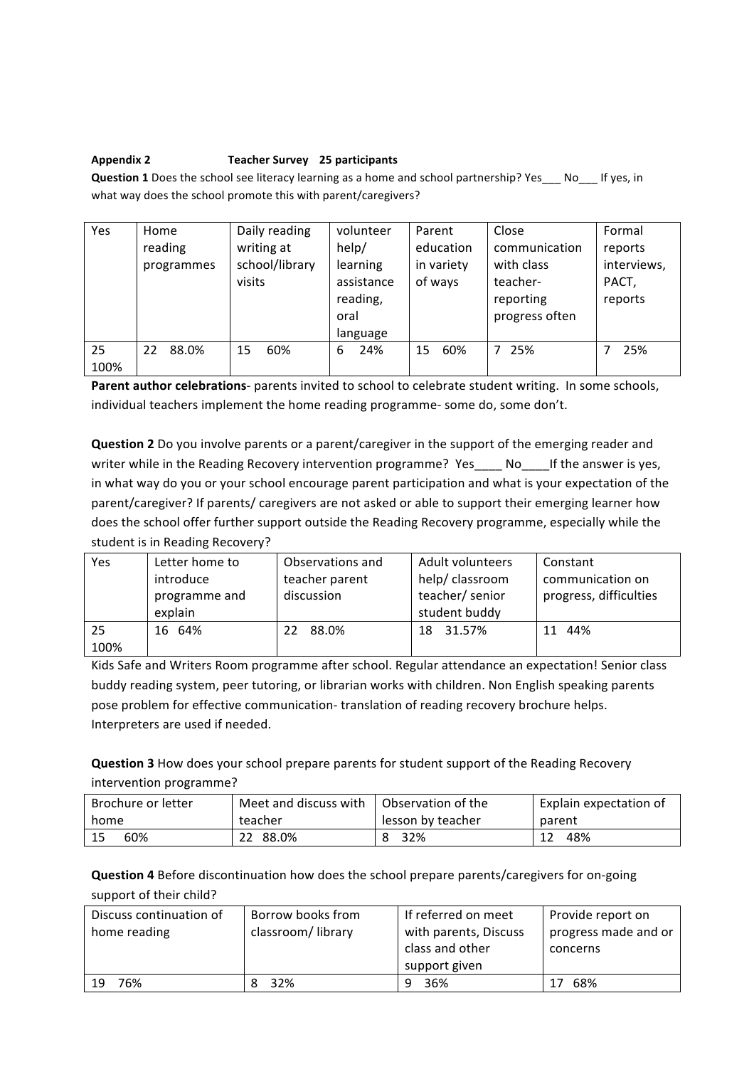**Appendix 2** **Teacher Survey 25 participants**

**Question 1** Does the school see literacy learning as a home and school partnership? Yes___ No___ If yes, in what way does the school promote this with parent/caregivers?

| Yes | Home reading programmes | Daily reading writing at school/library visits | volunteer help/ learning assistance reading, oral language | Parent education in variety of ways | Close communication with class teacher- reporting progress often | Formal reports interviews, PACT, reports |
|---|---|---|---|---|---|---|
| 25 100% | 22 88.0% | 15 60% | 6 24% | 15 60% | 7 25% | 7 25% |

**Parent author celebrations**- parents invited to school to celebrate student writing. In some schools, individual teachers implement the home reading programme- some do, some don't.

**Question 2** Do you involve parents or a parent/caregiver in the support of the emerging reader and writer while in the Reading Recovery intervention programme? Yes____ No____If the answer is yes, in what way do you or your school encourage parent participation and what is your expectation of the parent/caregiver? If parents/ caregivers are not asked or able to support their emerging learner how does the school offer further support outside the Reading Recovery programme, especially while the student is in Reading Recovery?

| Yes | Letter home to introduce programme and explain | Observations and teacher parent discussion | Adult volunteers help/ classroom teacher/ senior student buddy | Constant communication on progress, difficulties |
|---|---|---|---|---|
| 25 100% | 16 64% | 22 88.0% | 18 31.57% | 11 44% |

Kids Safe and Writers Room programme after school. Regular attendance an expectation! Senior class buddy reading system, peer tutoring, or librarian works with children. Non English speaking parents pose problem for effective communication- translation of reading recovery brochure helps. Interpreters are used if needed.

**Question 3** How does your school prepare parents for student support of the Reading Recovery intervention programme?

| Brochure or letter home | Meet and discuss with teacher | Observation of the lesson by teacher | Explain expectation of parent |
|---|---|---|---|
| 15 60% | 22 88.0% | 8 32% | 12 48% |

**Question 4** Before discontinuation how does the school prepare parents/caregivers for on-going support of their child?

| Discuss continuation of home reading | Borrow books from classroom/ library | If referred on meet with parents, Discuss class and other support given | Provide report on progress made and or concerns |
|---|---|---|---|
| 19 76% | 8 32% | 9 36% | 17 68% |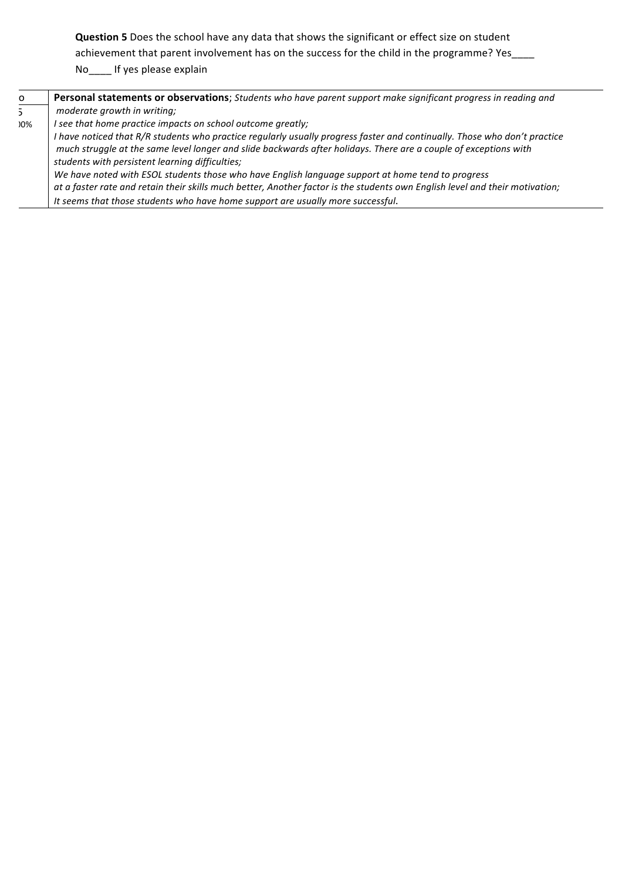**Question 5** Does the school have any data that shows the significant or effect size on student achievement that parent involvement has on the success for the child in the programme? Yes____ No____ If yes please explain

| | |
|---|---|
| o | **Personal statements or observations**; *Students who have parent support make significant progress in reading and moderate growth in writing;* |
| 5 | *I see that home practice impacts on school outcome greatly;* |
| )0% | *I have noticed that R/R students who practice regularly usually progress faster and continually. Those who don't practice much struggle at the same level longer and slide backwards after holidays. There are a couple of exceptions with students with persistent learning difficulties;*<br>*We have noted with ESOL students those who have English language support at home tend to progress at a faster rate and retain their skills much better, Another factor is the students own English level and their motivation;*<br>*It seems that those students who have home support are usually more successful.* |